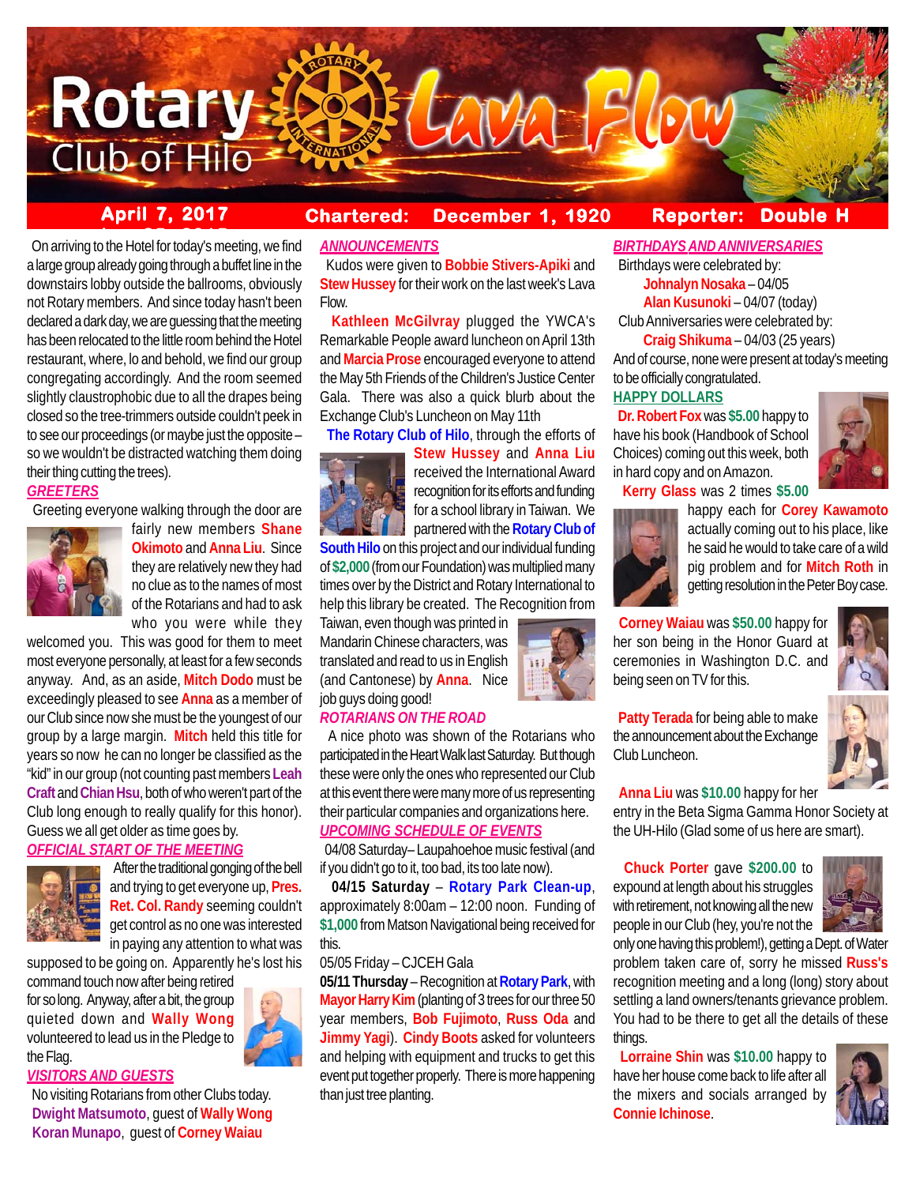# Rotary Club of Hilo Lava Flow

**April 7, 2017 Chartered: December 1, 1920 Reporter: Double H**

On arriving to the Hotel for today's meeting, we find a large group already going through a buffet line in the downstairs lobby outside the ballrooms, obviously not Rotary members. And since today hasn't been declared a dark day, we are guessing that the meeting has been relocated to the little room behind the Hotel restaurant, where, lo and behold, we find our group congregating accordingly. And the room seemed slightly claustrophobic due to all the drapes being closed so the tree-trimmers outside couldn't peek in to see our proceedings (or maybe just the opposite – so we wouldn't be distracted watching them doing their thing cutting the trees).

## GREETERS

Greeting everyone walking through the door are fairly new members **Shane Okimoto** and **Anna Liu**. Since they are relatively new they had no clue as to the names of most of the Rotarians and had to ask who you were while they welcomed you. This was good for them to meet most everyone personally, at least for a few seconds anyway. And, as an aside, **Mitch Dodo** must be exceedingly pleased to see **Anna** as a member of our Club since now she must be the youngest of our group by a large margin. **Mitch** held this title for years so now he can no longer be classified as the "kid" in our group (not counting past members **Leah Craft** and **Chian Hsu**, both of who weren't part of the Club long enough to really qualify for this honor). Guess we all get older as time goes by.

## OFFICIAL START OF THE MEETING

After the traditional gonging of the bell and trying to get everyone up, **Pres. Ret. Col. Randy** seeming couldn't get control as no one was interested in paying any attention to what was supposed to be going on. Apparently he's lost his command touch now after being retired for so long. Anyway, after a bit, the group quieted down and **Wally Wong** volunteered to lead us in the Pledge to the Flag.

## VISITORS AND GUESTS

No visiting Rotarians from other Clubs today.
**Dwight Matsumoto**, guest of **Wally Wong**
**Koran Munapo**, guest of **Corney Waiau**

## ANNOUNCEMENTS

Kudos were given to **Bobbie Stivers-Apiki** and **Stew Hussey** for their work on the last week's Lava Flow.

**Kathleen McGilvray** plugged the YWCA's Remarkable People award luncheon on April 13th and **Marcia Prose** encouraged everyone to attend the May 5th Friends of the Children's Justice Center Gala. There was also a quick blurb about the Exchange Club's Luncheon on May 11th

**The Rotary Club of Hilo**, through the efforts of **Stew Hussey** and **Anna Liu** received the International Award recognition for its efforts and funding for a school library in Taiwan. We partnered with the **Rotary Club of South Hilo** on this project and our individual funding of **$2,000** (from our Foundation) was multiplied many times over by the District and Rotary International to help this library be created. The Recognition from Taiwan, even though was printed in Mandarin Chinese characters, was translated and read to us in English (and Cantonese) by **Anna**. Nice job guys doing good!

## ROTARIANS ON THE ROAD

A nice photo was shown of the Rotarians who participated in the Heart Walk last Saturday. But though these were only the ones who represented our Club at this event there were many more of us representing their particular companies and organizations here.

## UPCOMING SCHEDULE OF EVENTS

04/08 Saturday– Laupahoehoe music festival (and if you didn't go to it, too bad, its too late now).

**04/15 Saturday** – **Rotary Park Clean-up**, approximately 8:00am – 12:00 noon. Funding of **$1,000** from Matson Navigational being received for this.

05/05 Friday – CJCEH Gala

**05/11 Thursday** – Recognition at **Rotary Park**, with **Mayor Harry Kim** (planting of 3 trees for our three 50 year members, **Bob Fujimoto**, **Russ Oda** and **Jimmy Yagi**). **Cindy Boots** asked for volunteers and helping with equipment and trucks to get this event put together properly. There is more happening than just tree planting.

## BIRTHDAYS AND ANNIVERSARIES

Birthdays were celebrated by:
- **Johnalyn Nosaka** – 04/05
- **Alan Kusunoki** – 04/07 (today)

Club Anniversaries were celebrated by:
- **Craig Shikuma** – 04/03 (25 years)

And of course, none were present at today's meeting to be officially congratulated.

## HAPPY DOLLARS

**Dr. Robert Fox** was **$5.00** happy to have his book (Handbook of School Choices) coming out this week, both in hard copy and on Amazon.

**Kerry Glass** was 2 times **$5.00** happy each for **Corey Kawamoto** actually coming out to his place, like he said he would to take care of a wild pig problem and for **Mitch Roth** in getting resolution in the Peter Boy case.

**Corney Waiau** was **$50.00** happy for her son being in the Honor Guard at ceremonies in Washington D.C. and being seen on TV for this.

**Patty Terada** for being able to make the announcement about the Exchange Club Luncheon.

**Anna Liu** was **$10.00** happy for her entry in the Beta Sigma Gamma Honor Society at the UH-Hilo (Glad some of us here are smart).

**Chuck Porter** gave **$200.00** to expound at length about his struggles with retirement, not knowing all the new people in our Club (hey, you're not the only one having this problem!), getting a Dept. of Water problem taken care of, sorry he missed **Russ's** recognition meeting and a long (long) story about settling a land owners/tenants grievance problem. You had to be there to get all the details of these things.

**Lorraine Shin** was **$10.00** happy to have her house come back to life after all the mixers and socials arranged by **Connie Ichinose**.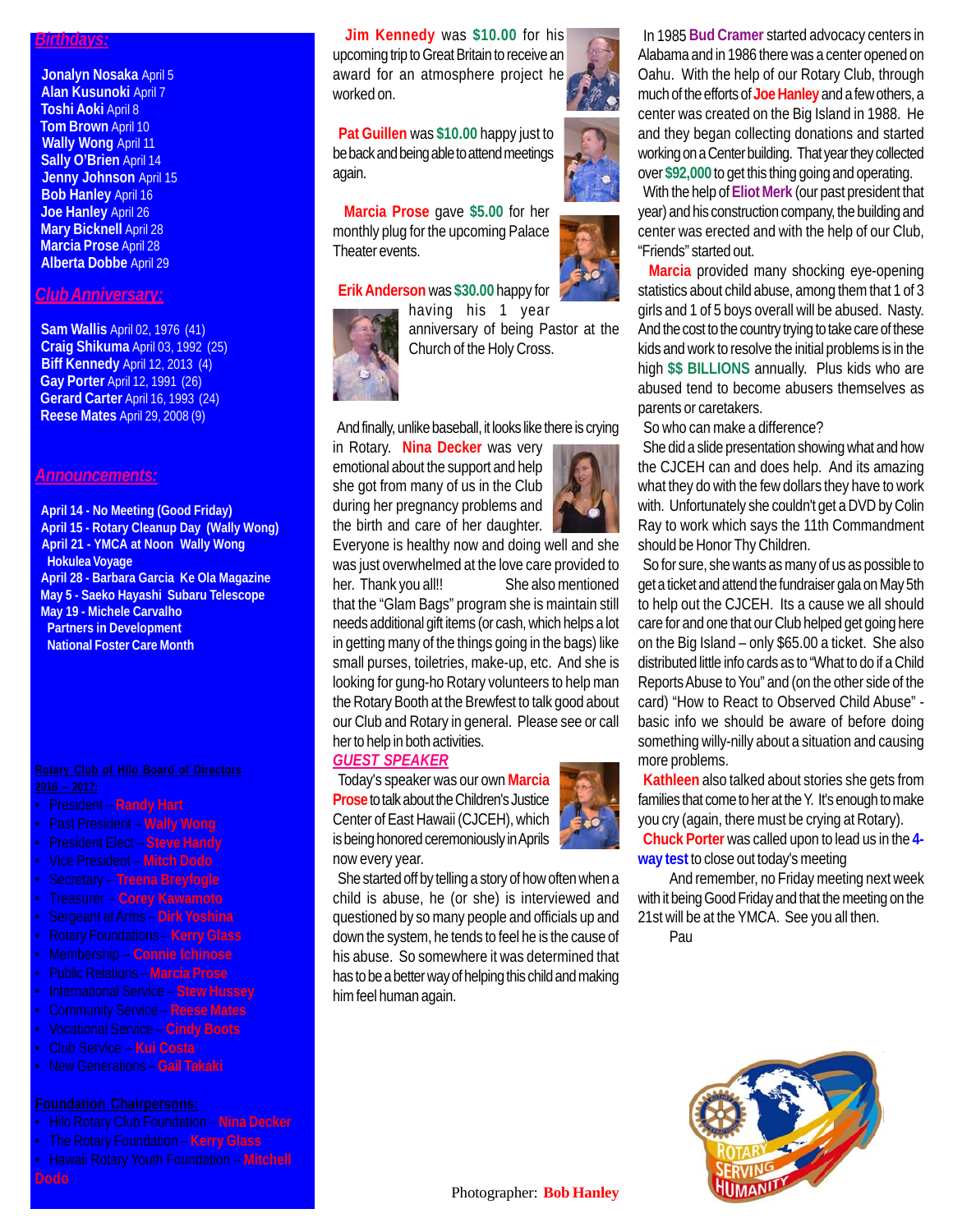## *Birthdays:*

**Jonalyn Nosaka** April 5
**Alan Kusunoki** April 7
**Toshi Aoki** April 8
**Tom Brown** April 10
**Wally Wong** April 11
**Sally O'Brien** April 14
**Jenny Johnson** April 15
**Bob Hanley** April 16
**Joe Hanley** April 26
**Mary Bicknell** April 28
**Marcia Prose** April 28
**Alberta Dobbe** April 29

## *Club Anniversary:*

**Sam Wallis** April 02, 1976 (41)
**Craig Shikuma** April 03, 1992 (25)
**Biff Kennedy** April 12, 2013 (4)
**Gay Porter** April 12, 1991 (26)
**Gerard Carter** April 16, 1993 (24)
**Reese Mates** April 29, 2008 (9)

## *Announcements:*

**April 14 - No Meeting (Good Friday)**
**April 15 - Rotary Cleanup Day (Wally Wong)**
**April 21 - YMCA at Noon Wally Wong Hokulea Voyage**
**April 28 - Barbara Garcia Ke Ola Magazine**
**May 5 - Saeko Hayashi Subaru Telescope**
**May 19 - Michele Carvalho Partners in Development**
**National Foster Care Month**

**Rotary Club of Hilo Board of Directors 2016 – 2017:**

- President – Randy Hart
- Past President – Wally Wong
- President Elect – Steve Handy
- Vice President – Mitch Dodo
- Secretary – Treena Breyfogle
- Treasurer – Corey Kawamoto
- Sergeant at Arms – Dirk Yoshina
- Rotary Foundations – Kerry Glass
- Membership – Connie Ichinose
- Public Relations – Marcia Prose
- International Service – Stew Hussey
- Community Service – Reese Mates
- Vocational Service – Cindy Boots
- Club Service – Kui Costa
- New Generations – Gail Takaki

**Foundation Chairpersons:**

- Hilo Rotary Club Foundation – Nina Decker
- The Rotary Foundation – Kerry Glass
- Hawaii Rotary Youth Foundation – Mitchell Dodo

**Jim Kennedy** was **$10.00** for his upcoming trip to Great Britain to receive an award for an atmosphere project he worked on.

**Pat Guillen** was **$10.00** happy just to be back and being able to attend meetings again.

**Marcia Prose** gave **$5.00** for her monthly plug for the upcoming Palace Theater events.

**Erik Anderson** was **$30.00** happy for having his 1 year anniversary of being Pastor at the Church of the Holy Cross.

And finally, unlike baseball, it looks like there is crying in Rotary. **Nina Decker** was very emotional about the support and help she got from many of us in the Club during her pregnancy problems and the birth and care of her daughter. Everyone is healthy now and doing well and she was just overwhelmed at the love care provided to her. Thank you all!! She also mentioned that the "Glam Bags" program she is maintain still needs additional gift items (or cash, which helps a lot in getting many of the things going in the bags) like small purses, toiletries, make-up, etc. And she is looking for gung-ho Rotary volunteers to help man the Rotary Booth at the Brewfest to talk good about our Club and Rotary in general. Please see or call her to help in both activities.

*GUEST SPEAKER*

Today's speaker was our own **Marcia Prose** to talk about the Children's Justice Center of East Hawaii (CJCEH), which is being honored ceremoniously in Aprils now every year.

She started off by telling a story of how often when a child is abuse, he (or she) is interviewed and questioned by so many people and officials up and down the system, he tends to feel he is the cause of his abuse. So somewhere it was determined that has to be a better way of helping this child and making him feel human again.

In 1985 **Bud Cramer** started advocacy centers in Alabama and in 1986 there was a center opened on Oahu. With the help of our Rotary Club, through much of the efforts of **Joe Hanley** and a few others, a center was created on the Big Island in 1988. He and they began collecting donations and started working on a Center building. That year they collected over **$92,000** to get this thing going and operating.

With the help of **Eliot Merk** (our past president that year) and his construction company, the building and center was erected and with the help of our Club, "Friends" started out.

**Marcia** provided many shocking eye-opening statistics about child abuse, among them that 1 of 3 girls and 1 of 5 boys overall will be abused. Nasty. And the cost to the country trying to take care of these kids and work to resolve the initial problems is in the high **$$ BILLIONS** annually. Plus kids who are abused tend to become abusers themselves as parents or caretakers.

So who can make a difference?

She did a slide presentation showing what and how the CJCEH can and does help. Its amazing what they do with the few dollars they have to work with. Unfortunately she couldn't get a DVD by Colin Ray to work which says the 11th Commandment should be Honor Thy Children.

So for sure, she wants as many of us as possible to get a ticket and attend the fundraiser gala on May 5th to help out the CJCEH. Its a cause we all should care for and one that our Club helped get going here on the Big Island – only $65.00 a ticket. She also distributed little info cards as to "What to do if a Child Reports Abuse to You" and (on the other side of the card) "How to React to Observed Child Abuse" - basic info we should be aware of before doing something willy-nilly about a situation and causing more problems.

**Kathleen** also talked about stories she gets from families that come to her at the Y. It's enough to make you cry (again, there must be crying at Rotary).

**Chuck Porter** was called upon to lead us in the **4-way test** to close out today's meeting

And remember, no Friday meeting next week with it being Good Friday and that the meeting on the 21st will be at the YMCA. See you all then.

Pau

Photographer: **Bob Hanley**

ROTARY SERVING HUMANITY